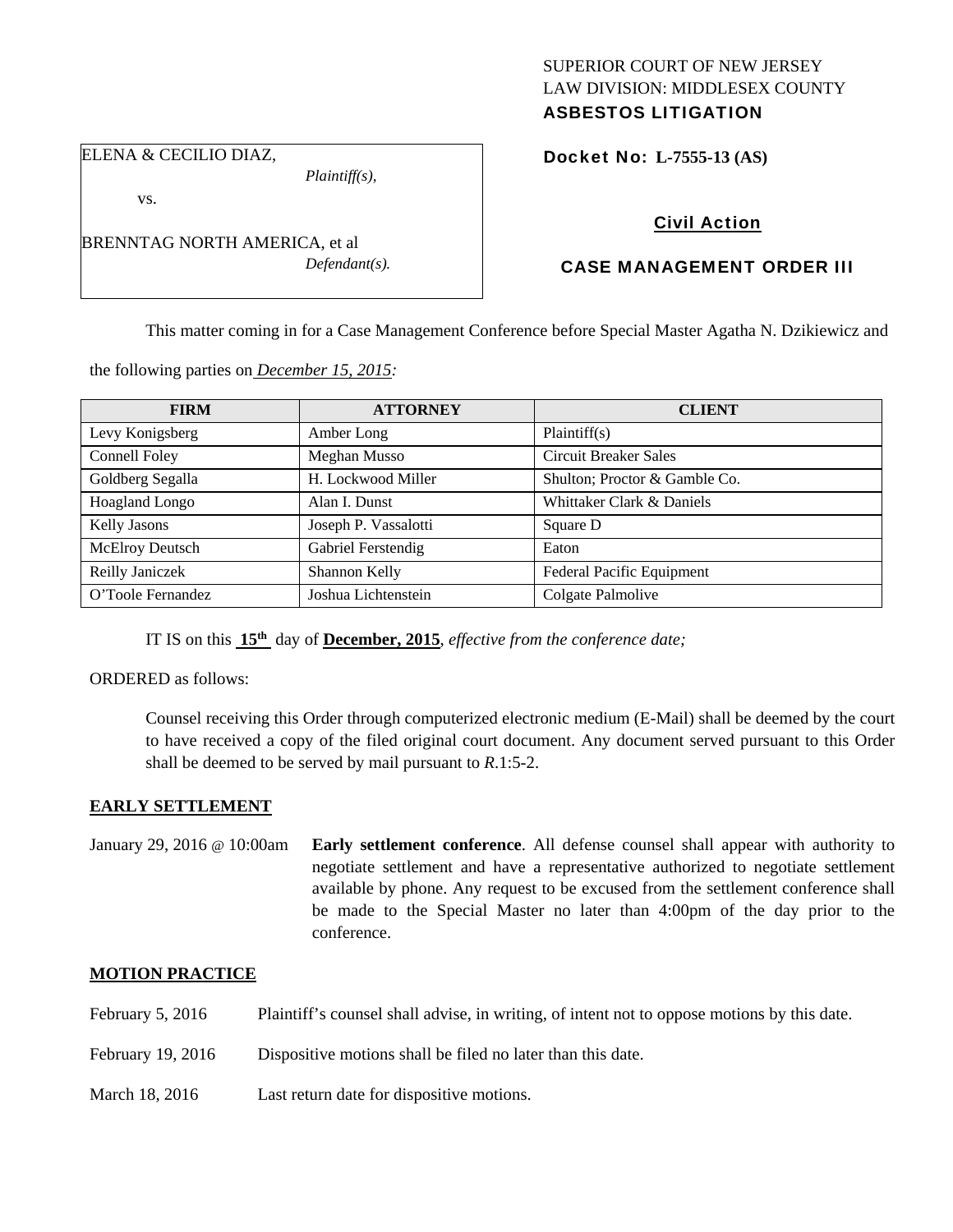SUPERIOR COURT OF NEW JERSEY
LAW DIVISION: MIDDLESEX COUNTY
**ASBESTOS LITIGATION**

ELENA & CECILIO DIAZ,
*Plaintiff(s),*

vs.

BRENNTAG NORTH AMERICA, et al
*Defendant(s).*

**Docket No: L-7555-13 (AS)**

**Civil Action**

**CASE MANAGEMENT ORDER III**

This matter coming in for a Case Management Conference before Special Master Agatha N. Dzikiewicz and the following parties on *December 15, 2015:*

| FIRM | ATTORNEY | CLIENT |
|---|---|---|
| Levy Konigsberg | Amber Long | Plaintiff(s) |
| Connell Foley | Meghan Musso | Circuit Breaker Sales |
| Goldberg Segalla | H. Lockwood Miller | Shulton; Proctor & Gamble Co. |
| Hoagland Longo | Alan I. Dunst | Whittaker Clark & Daniels |
| Kelly Jasons | Joseph P. Vassalotti | Square D |
| McElroy Deutsch | Gabriel Ferstendig | Eaton |
| Reilly Janiczek | Shannon Kelly | Federal Pacific Equipment |
| O'Toole Fernandez | Joshua Lichtenstein | Colgate Palmolive |

IT IS on this **15th** day of **December, 2015**, *effective from the conference date;*

ORDERED as follows:

Counsel receiving this Order through computerized electronic medium (E-Mail) shall be deemed by the court to have received a copy of the filed original court document. Any document served pursuant to this Order shall be deemed to be served by mail pursuant to *R*.1:5-2.

**EARLY SETTLEMENT**

January 29, 2016 @ 10:00am **Early settlement conference**. All defense counsel shall appear with authority to negotiate settlement and have a representative authorized to negotiate settlement available by phone. Any request to be excused from the settlement conference shall be made to the Special Master no later than 4:00pm of the day prior to the conference.

**MOTION PRACTICE**

February 5, 2016 Plaintiff's counsel shall advise, in writing, of intent not to oppose motions by this date.

February 19, 2016 Dispositive motions shall be filed no later than this date.

March 18, 2016 Last return date for dispositive motions.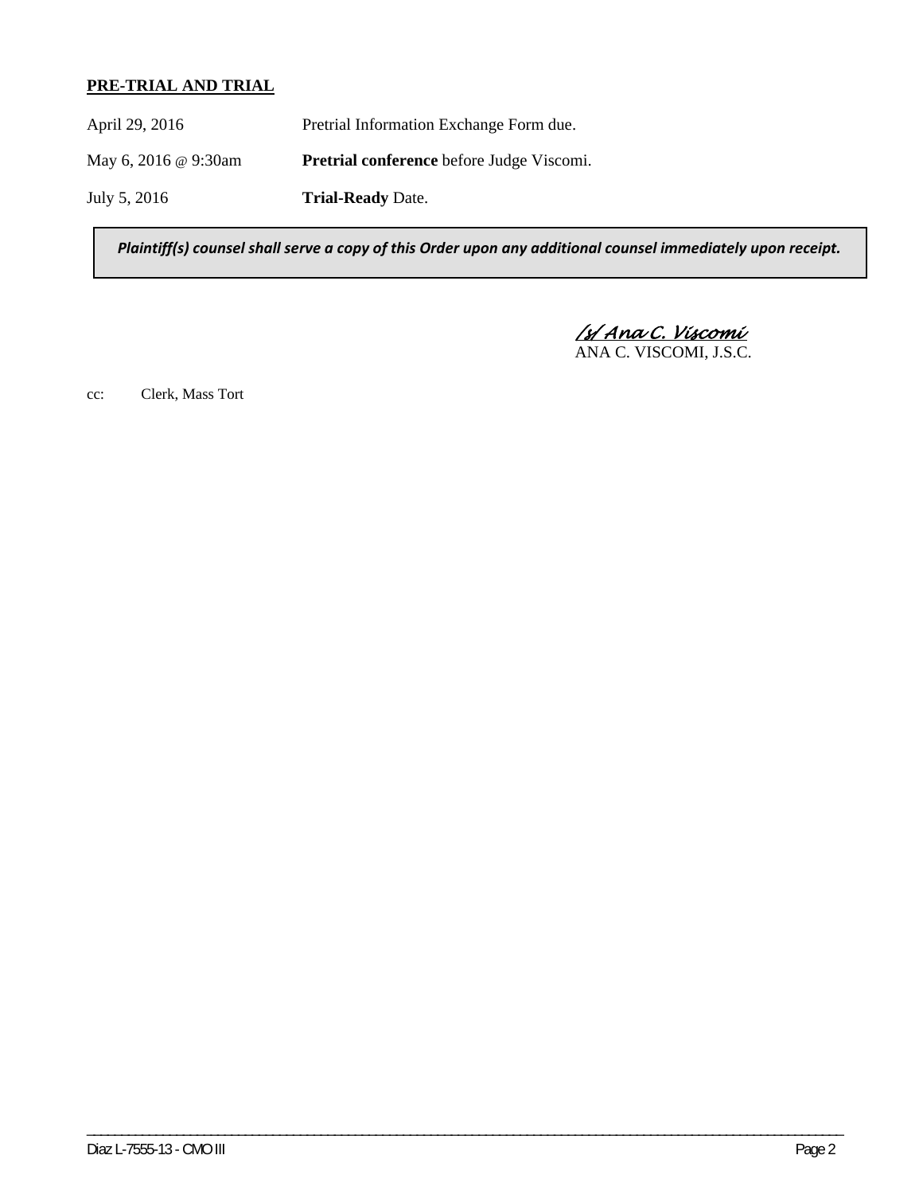**PRE-TRIAL AND TRIAL**

| | |
|---|---|
| April 29, 2016 | Pretrial Information Exchange Form due. |
| May 6, 2016 @ 9:30am | **Pretrial conference** before Judge Viscomi. |
| July 5, 2016 | **Trial-Ready** Date. |

***Plaintiff(s) counsel shall serve a copy of this Order upon any additional counsel immediately upon receipt.***

*/s/ Ana C. Viscomi*
ANA C. VISCOMI, J.S.C.

cc: Clerk, Mass Tort